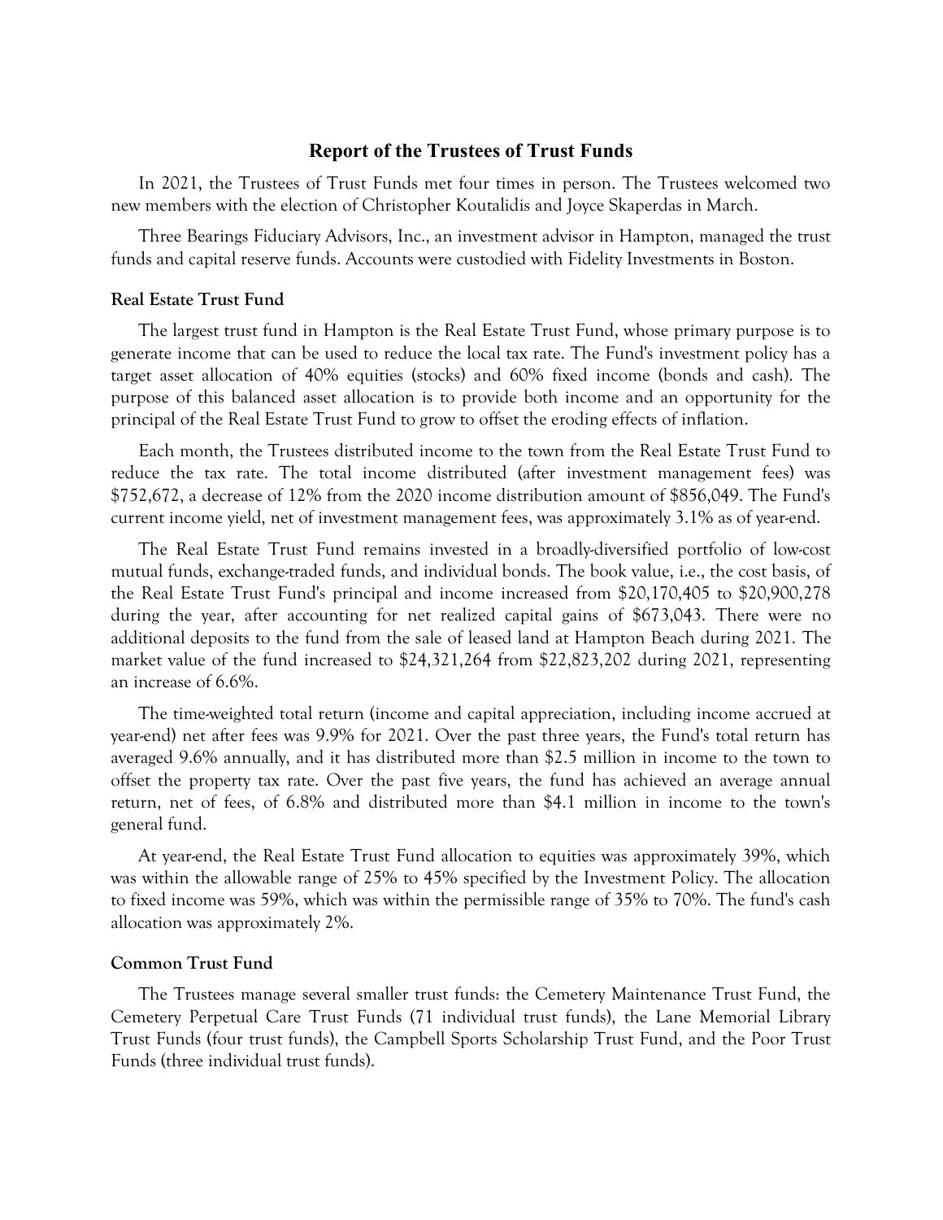# Report of the Trustees of Trust Funds

In 2021, the Trustees of Trust Funds met four times in person. The Trustees welcomed two new members with the election of Christopher Koutalidis and Joyce Skaperdas in March.

Three Bearings Fiduciary Advisors, Inc., an investment advisor in Hampton, managed the trust funds and capital reserve funds. Accounts were custodied with Fidelity Investments in Boston.

### Real Estate Trust Fund

The largest trust fund in Hampton is the Real Estate Trust Fund, whose primary purpose is to generate income that can be used to reduce the local tax rate. The Fund's investment policy has a target asset allocation of 40% equities (stocks) and 60% fixed income (bonds and cash). The purpose of this balanced asset allocation is to provide both income and an opportunity for the principal of the Real Estate Trust Fund to grow to offset the eroding effects of inflation.

Each month, the Trustees distributed income to the town from the Real Estate Trust Fund to reduce the tax rate. The total income distributed (after investment management fees) was $752,672, a decrease of 12% from the 2020 income distribution amount of $856,049. The Fund's current income yield, net of investment management fees, was approximately 3.1% as of year-end.

The Real Estate Trust Fund remains invested in a broadly-diversified portfolio of low-cost mutual funds, exchange-traded funds, and individual bonds. The book value, i.e., the cost basis, of the Real Estate Trust Fund's principal and income increased from $20,170,405 to $20,900,278 during the year, after accounting for net realized capital gains of $673,043. There were no additional deposits to the fund from the sale of leased land at Hampton Beach during 2021. The market value of the fund increased to $24,321,264 from $22,823,202 during 2021, representing an increase of 6.6%.

The time-weighted total return (income and capital appreciation, including income accrued at year-end) net after fees was 9.9% for 2021. Over the past three years, the Fund's total return has averaged 9.6% annually, and it has distributed more than $2.5 million in income to the town to offset the property tax rate. Over the past five years, the fund has achieved an average annual return, net of fees, of 6.8% and distributed more than $4.1 million in income to the town's general fund.

At year-end, the Real Estate Trust Fund allocation to equities was approximately 39%, which was within the allowable range of 25% to 45% specified by the Investment Policy. The allocation to fixed income was 59%, which was within the permissible range of 35% to 70%. The fund's cash allocation was approximately 2%.

### Common Trust Fund

The Trustees manage several smaller trust funds: the Cemetery Maintenance Trust Fund, the Cemetery Perpetual Care Trust Funds (71 individual trust funds), the Lane Memorial Library Trust Funds (four trust funds), the Campbell Sports Scholarship Trust Fund, and the Poor Trust Funds (three individual trust funds).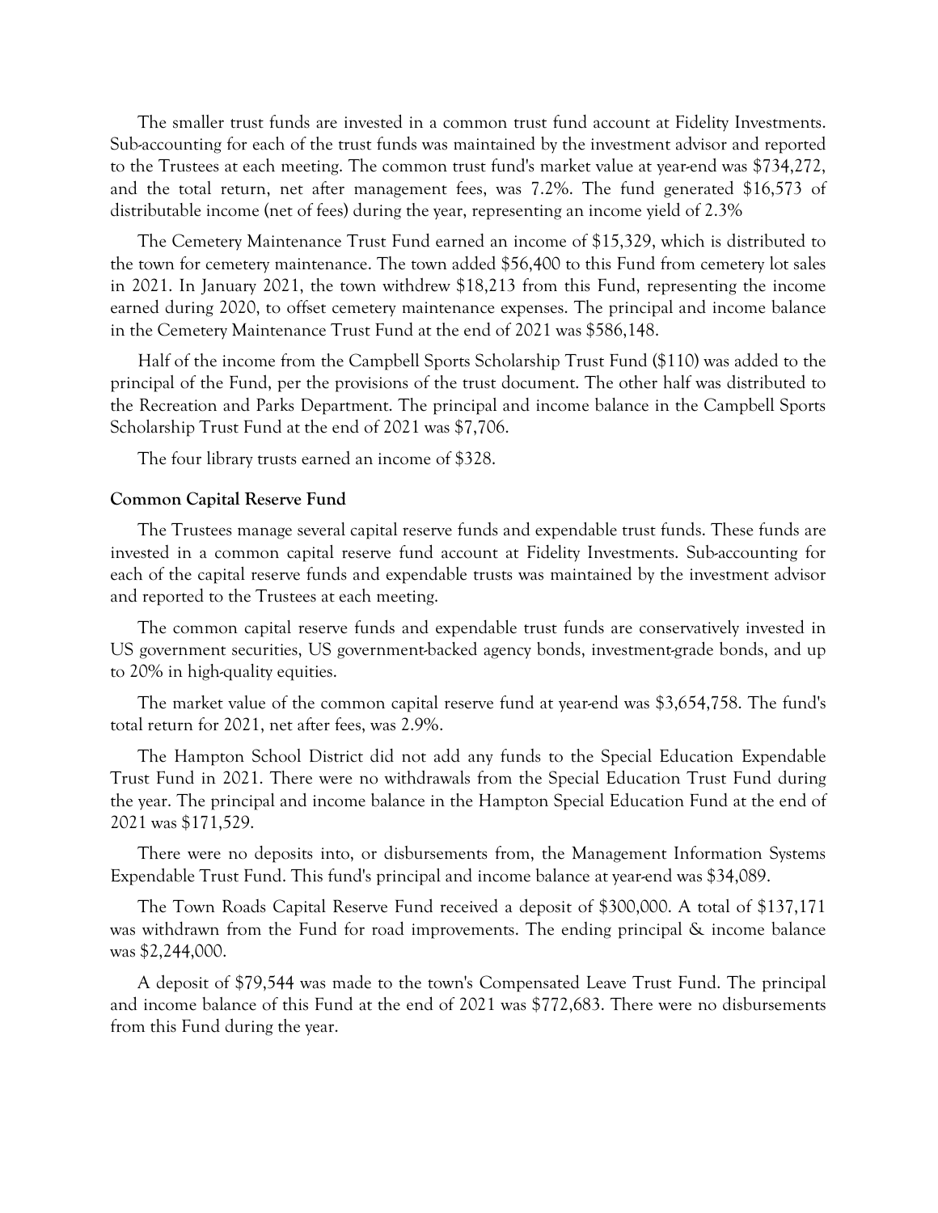The smaller trust funds are invested in a common trust fund account at Fidelity Investments. Sub-accounting for each of the trust funds was maintained by the investment advisor and reported to the Trustees at each meeting. The common trust fund's market value at year-end was $734,272, and the total return, net after management fees, was 7.2%. The fund generated $16,573 of distributable income (net of fees) during the year, representing an income yield of 2.3%

The Cemetery Maintenance Trust Fund earned an income of $15,329, which is distributed to the town for cemetery maintenance. The town added $56,400 to this Fund from cemetery lot sales in 2021. In January 2021, the town withdrew $18,213 from this Fund, representing the income earned during 2020, to offset cemetery maintenance expenses. The principal and income balance in the Cemetery Maintenance Trust Fund at the end of 2021 was $586,148.

Half of the income from the Campbell Sports Scholarship Trust Fund ($110) was added to the principal of the Fund, per the provisions of the trust document. The other half was distributed to the Recreation and Parks Department. The principal and income balance in the Campbell Sports Scholarship Trust Fund at the end of 2021 was $7,706.

The four library trusts earned an income of $328.

**Common Capital Reserve Fund**

The Trustees manage several capital reserve funds and expendable trust funds. These funds are invested in a common capital reserve fund account at Fidelity Investments. Sub-accounting for each of the capital reserve funds and expendable trusts was maintained by the investment advisor and reported to the Trustees at each meeting.

The common capital reserve funds and expendable trust funds are conservatively invested in US government securities, US government-backed agency bonds, investment-grade bonds, and up to 20% in high-quality equities.

The market value of the common capital reserve fund at year-end was $3,654,758. The fund's total return for 2021, net after fees, was 2.9%.

The Hampton School District did not add any funds to the Special Education Expendable Trust Fund in 2021. There were no withdrawals from the Special Education Trust Fund during the year. The principal and income balance in the Hampton Special Education Fund at the end of 2021 was $171,529.

There were no deposits into, or disbursements from, the Management Information Systems Expendable Trust Fund. This fund's principal and income balance at year-end was $34,089.

The Town Roads Capital Reserve Fund received a deposit of $300,000. A total of $137,171 was withdrawn from the Fund for road improvements. The ending principal & income balance was $2,244,000.

A deposit of $79,544 was made to the town's Compensated Leave Trust Fund. The principal and income balance of this Fund at the end of 2021 was $772,683. There were no disbursements from this Fund during the year.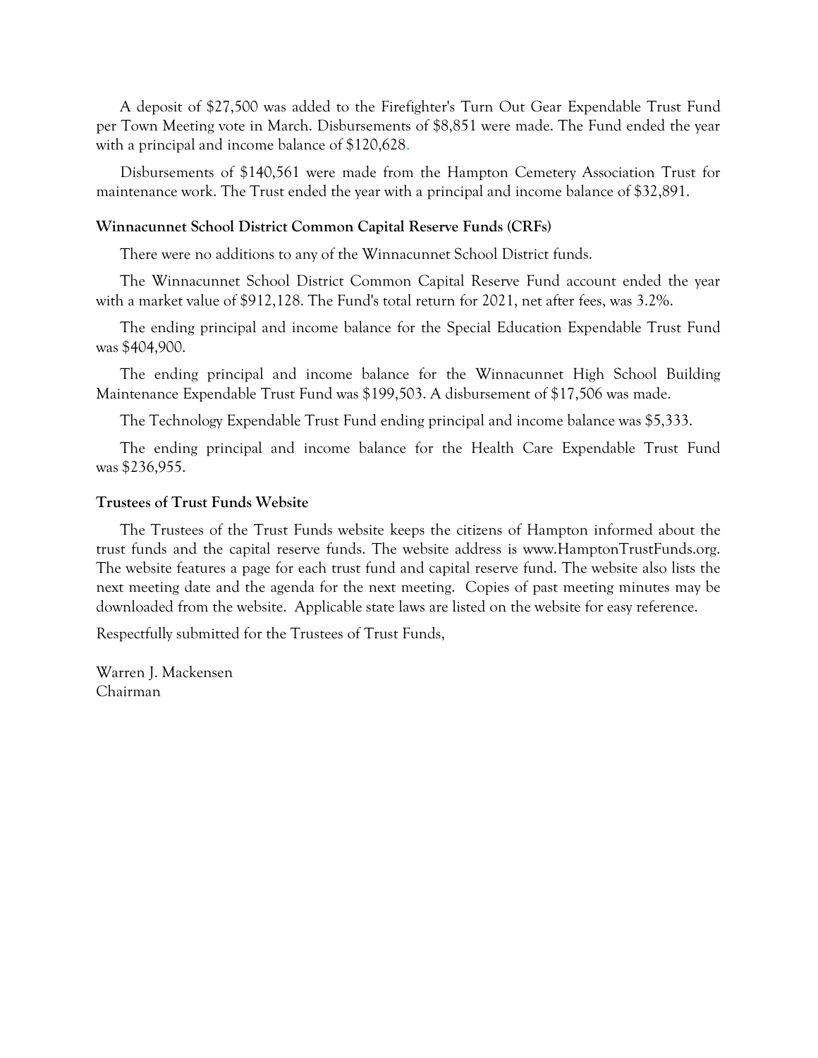A deposit of $27,500 was added to the Firefighter's Turn Out Gear Expendable Trust Fund per Town Meeting vote in March. Disbursements of $8,851 were made. The Fund ended the year with a principal and income balance of $120,628.

Disbursements of $140,561 were made from the Hampton Cemetery Association Trust for maintenance work. The Trust ended the year with a principal and income balance of $32,891.

### Winnacunnet School District Common Capital Reserve Funds (CRFs)

There were no additions to any of the Winnacunnet School District funds.

The Winnacunnet School District Common Capital Reserve Fund account ended the year with a market value of $912,128. The Fund's total return for 2021, net after fees, was 3.2%.

The ending principal and income balance for the Special Education Expendable Trust Fund was $404,900.

The ending principal and income balance for the Winnacunnet High School Building Maintenance Expendable Trust Fund was $199,503. A disbursement of $17,506 was made.

The Technology Expendable Trust Fund ending principal and income balance was $5,333.

The ending principal and income balance for the Health Care Expendable Trust Fund was $236,955.

### Trustees of Trust Funds Website

The Trustees of the Trust Funds website keeps the citizens of Hampton informed about the trust funds and the capital reserve funds. The website address is www.HamptonTrustFunds.org. The website features a page for each trust fund and capital reserve fund. The website also lists the next meeting date and the agenda for the next meeting. Copies of past meeting minutes may be downloaded from the website. Applicable state laws are listed on the website for easy reference.

Respectfully submitted for the Trustees of Trust Funds,

Warren J. Mackensen
Chairman